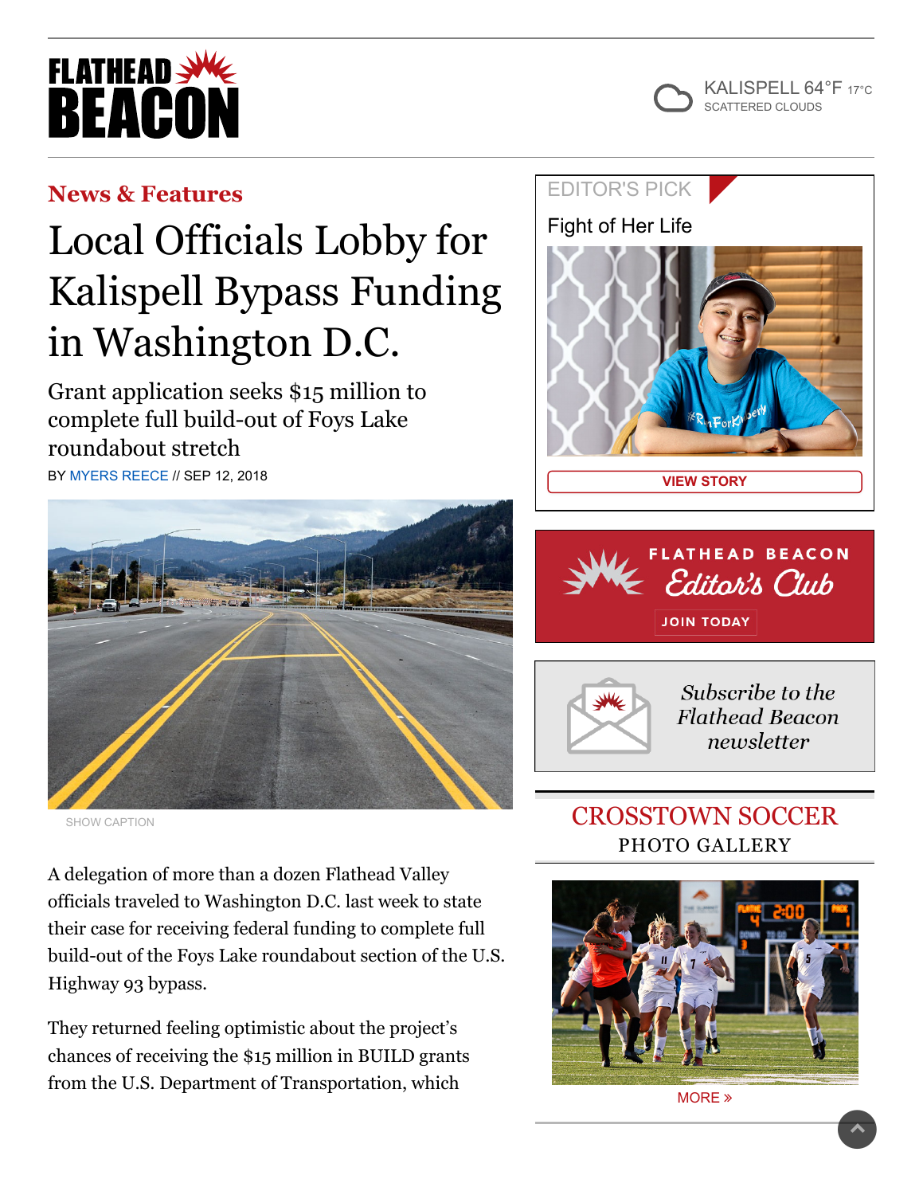# Local Officials Lobby for Kalispell Bypass Funding in Washington D.C.

## Grant application seeks $15 million to complete full build-out of Foys Lake roundabout stretch

BY MYERS REECE // SEP 12, 2018

SHOW CAPTION

A delegation of more than a dozen Flathead Valley officials traveled to Washington D.C. last week to state their case for receiving federal funding to complete full build-out of the Foys Lake roundabout section of the U.S. Highway 93 bypass.

They returned feeling optimistic about the project's chances of receiving the $15 million in BUILD grants from the U.S. Department of Transportation, which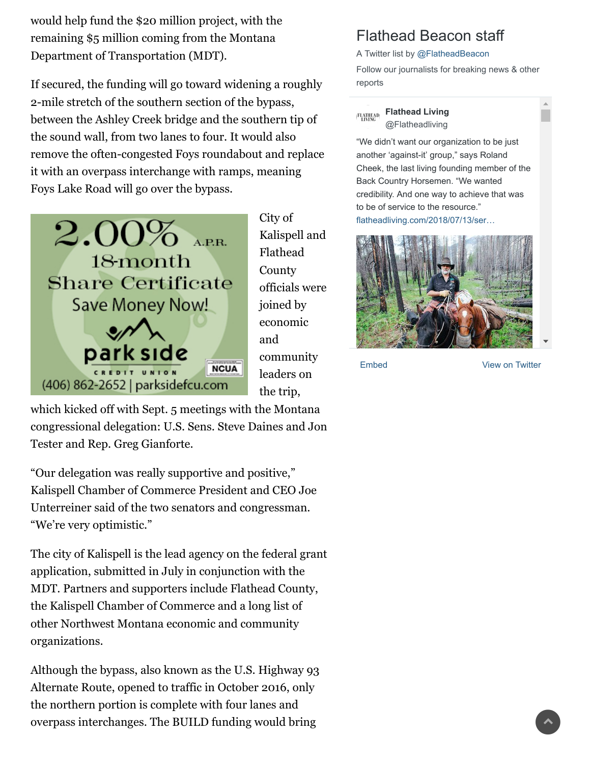would help fund the $20 million project, with the remaining $5 million coming from the Montana Department of Transportation (MDT).

If secured, the funding will go toward widening a roughly 2-mile stretch of the southern section of the bypass, between the Ashley Creek bridge and the southern tip of the sound wall, from two lanes to four. It would also remove the often-congested Foys roundabout and replace it with an overpass interchange with ramps, meaning Foys Lake Road will go over the bypass.

City of Kalispell and Flathead County officials were joined by economic and community leaders on the trip, which kicked off with Sept. 5 meetings with the Montana congressional delegation: U.S. Sens. Steve Daines and Jon Tester and Rep. Greg Gianforte.

"Our delegation was really supportive and positive," Kalispell Chamber of Commerce President and CEO Joe Unterreiner said of the two senators and congressman. "We're very optimistic."

The city of Kalispell is the lead agency on the federal grant application, submitted in July in conjunction with the MDT. Partners and supporters include Flathead County, the Kalispell Chamber of Commerce and a long list of other Northwest Montana economic and community organizations.

Although the bypass, also known as the U.S. Highway 93 Alternate Route, opened to traffic in October 2016, only the northern portion is complete with four lanes and overpass interchanges. The BUILD funding would bring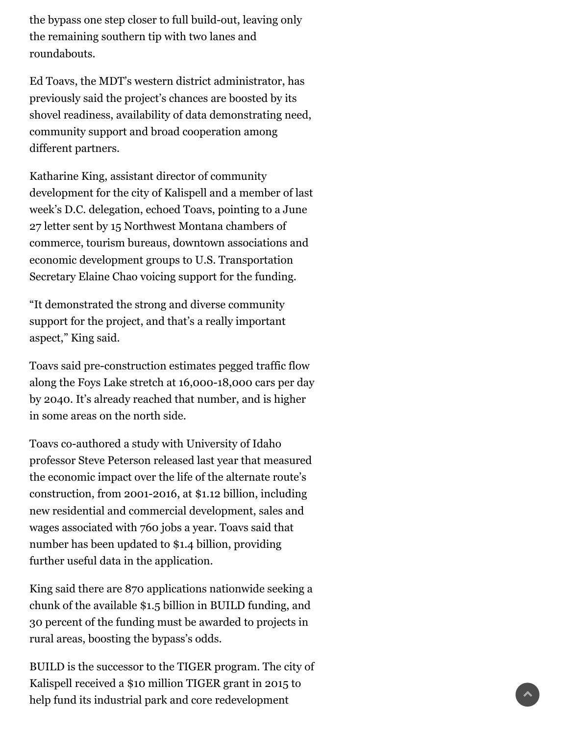the bypass one step closer to full build-out, leaving only the remaining southern tip with two lanes and roundabouts.

Ed Toavs, the MDT's western district administrator, has previously said the project's chances are boosted by its shovel readiness, availability of data demonstrating need, community support and broad cooperation among different partners.

Katharine King, assistant director of community development for the city of Kalispell and a member of last week's D.C. delegation, echoed Toavs, pointing to a June 27 letter sent by 15 Northwest Montana chambers of commerce, tourism bureaus, downtown associations and economic development groups to U.S. Transportation Secretary Elaine Chao voicing support for the funding.

"It demonstrated the strong and diverse community support for the project, and that's a really important aspect," King said.

Toavs said pre-construction estimates pegged traffic flow along the Foys Lake stretch at 16,000-18,000 cars per day by 2040. It's already reached that number, and is higher in some areas on the north side.

Toavs co-authored a study with University of Idaho professor Steve Peterson released last year that measured the economic impact over the life of the alternate route's construction, from 2001-2016, at $1.12 billion, including new residential and commercial development, sales and wages associated with 760 jobs a year. Toavs said that number has been updated to $1.4 billion, providing further useful data in the application.

King said there are 870 applications nationwide seeking a chunk of the available $1.5 billion in BUILD funding, and 30 percent of the funding must be awarded to projects in rural areas, boosting the bypass's odds.

BUILD is the successor to the TIGER program. The city of Kalispell received a $10 million TIGER grant in 2015 to help fund its industrial park and core redevelopment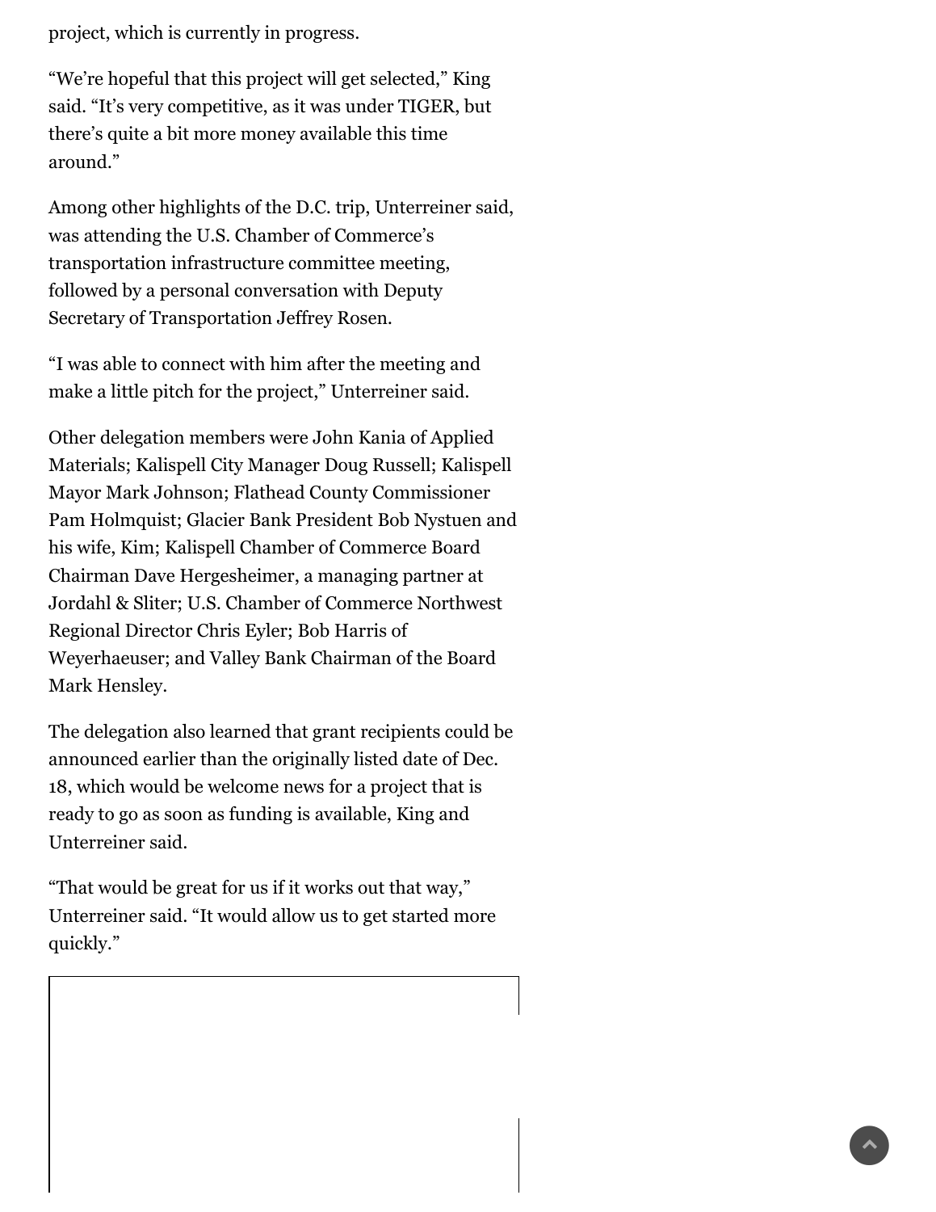project, which is currently in progress.

“We’re hopeful that this project will get selected,” King said. “It’s very competitive, as it was under TIGER, but there’s quite a bit more money available this time around.”

Among other highlights of the D.C. trip, Unterreiner said, was attending the U.S. Chamber of Commerce’s transportation infrastructure committee meeting, followed by a personal conversation with Deputy Secretary of Transportation Jeffrey Rosen.

“I was able to connect with him after the meeting and make a little pitch for the project,” Unterreiner said.

Other delegation members were John Kania of Applied Materials; Kalispell City Manager Doug Russell; Kalispell Mayor Mark Johnson; Flathead County Commissioner Pam Holmquist; Glacier Bank President Bob Nystuen and his wife, Kim; Kalispell Chamber of Commerce Board Chairman Dave Hergesheimer, a managing partner at Jordahl & Sliter; U.S. Chamber of Commerce Northwest Regional Director Chris Eyler; Bob Harris of Weyerhaeuser; and Valley Bank Chairman of the Board Mark Hensley.

The delegation also learned that grant recipients could be announced earlier than the originally listed date of Dec. 18, which would be welcome news for a project that is ready to go as soon as funding is available, King and Unterreiner said.

“That would be great for us if it works out that way,” Unterreiner said. “It would allow us to get started more quickly.”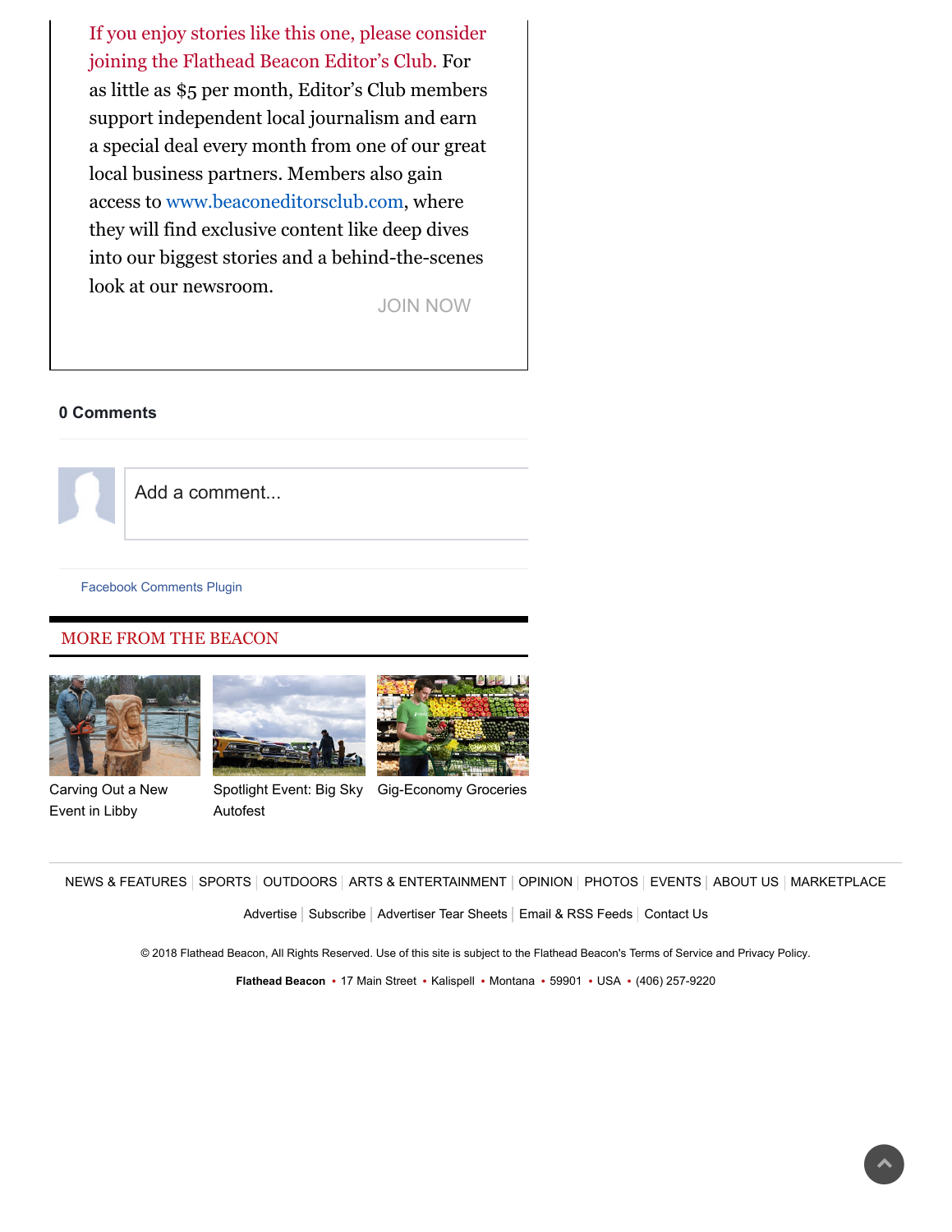If you enjoy stories like this one, please consider joining the Flathead Beacon Editor's Club. For as little as $5 per month, Editor's Club members support independent local journalism and earn a special deal every month from one of our great local business partners. Members also gain access to www.beaconeditorsclub.com, where they will find exclusive content like deep dives into our biggest stories and a behind-the-scenes look at our newsroom.

JOIN NOW

**0 Comments**

Add a comment...

Facebook Comments Plugin

## MORE FROM THE BEACON

Carving Out a New Event in Libby

Spotlight Event: Big Sky Autofest

Gig-Economy Groceries

NEWS & FEATURES | SPORTS | OUTDOORS | ARTS & ENTERTAINMENT | OPINION | PHOTOS | EVENTS | ABOUT US | MARKETPLACE

Advertise | Subscribe | Advertiser Tear Sheets | Email & RSS Feeds | Contact Us

© 2018 Flathead Beacon, All Rights Reserved. Use of this site is subject to the Flathead Beacon's Terms of Service and Privacy Policy.

**Flathead Beacon** • 17 Main Street • Kalispell • Montana • 59901 • USA • (406) 257-9220